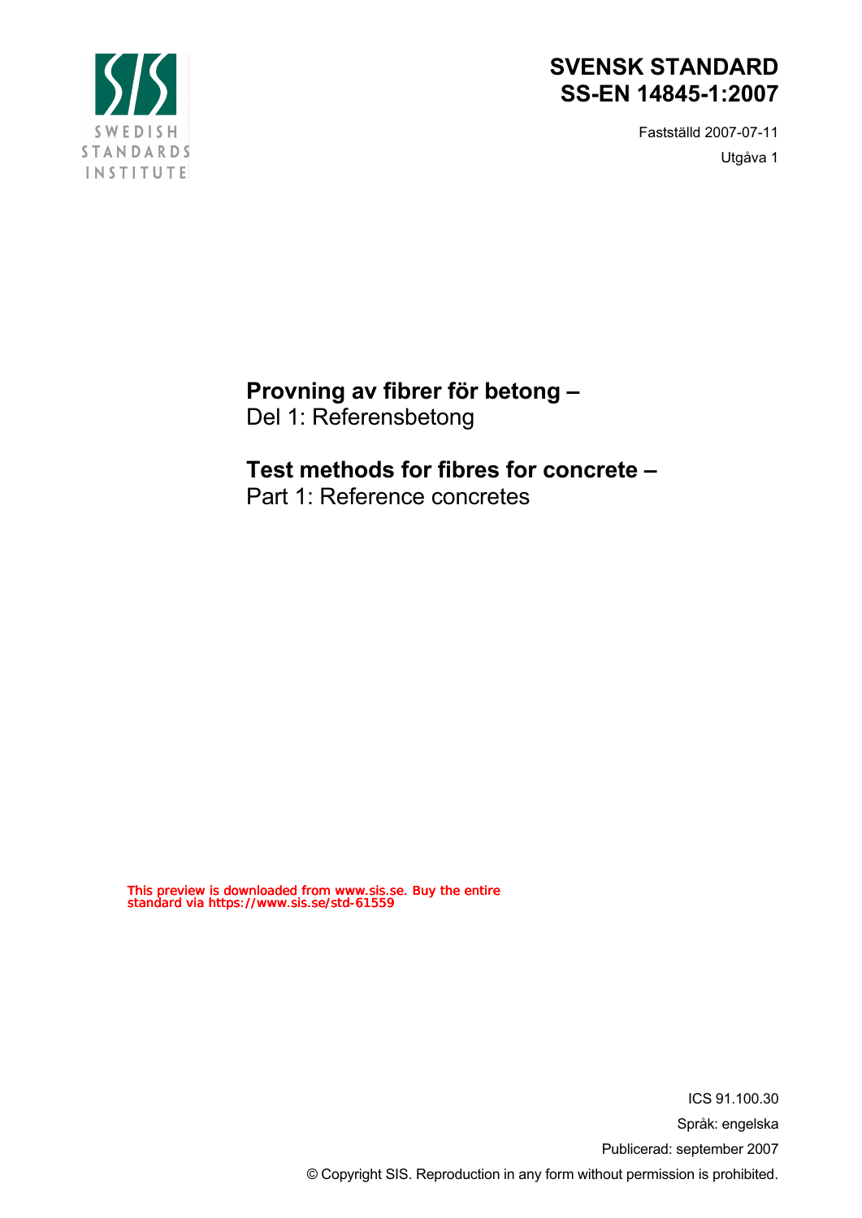# SVENSK STANDARD
# SS-EN 14845-1:2007

Fastställd 2007-07-11

Utgåva 1

## Provning av fibrer för betong –
Del 1: Referensbetong

## Test methods for fibres for concrete –
Part 1: Reference concretes

This preview is downloaded from www.sis.se. Buy the entire standard via https://www.sis.se/std-61559

ICS 91.100.30

Språk: engelska

Publicerad: september 2007

© Copyright SIS. Reproduction in any form without permission is prohibited.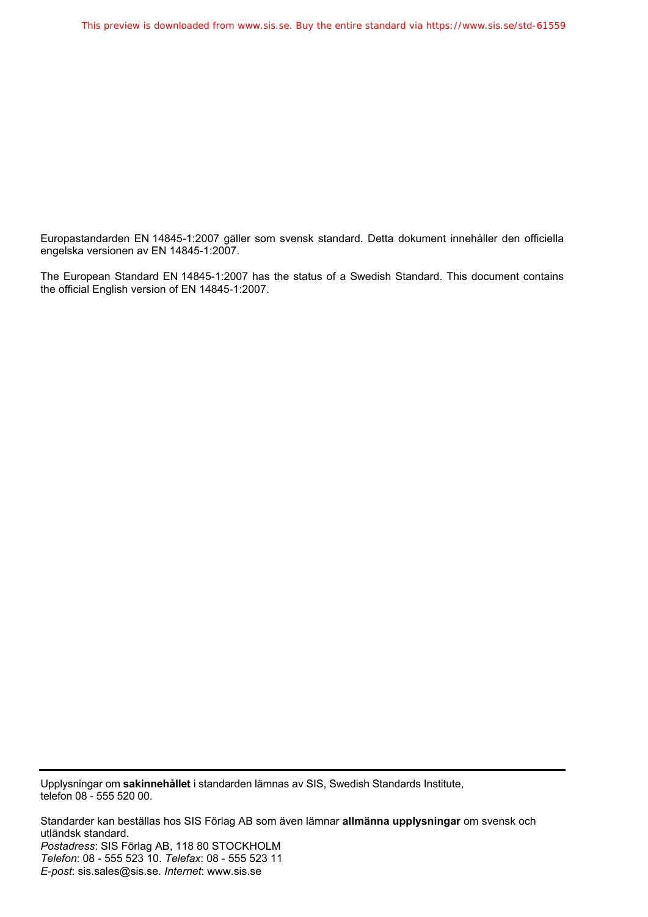Europastandarden EN 14845-1:2007 gäller som svensk standard. Detta dokument innehåller den officiella engelska versionen av EN 14845-1:2007.

The European Standard EN 14845-1:2007 has the status of a Swedish Standard. This document contains the official English version of EN 14845-1:2007.

---

Upplysningar om **sakinnehållet** i standarden lämnas av SIS, Swedish Standards Institute, telefon 08 - 555 520 00.

Standarder kan beställas hos SIS Förlag AB som även lämnar **allmänna upplysningar** om svensk och utländsk standard.
*Postadress*: SIS Förlag AB, 118 80 STOCKHOLM
*Telefon*: 08 - 555 523 10. *Telefax*: 08 - 555 523 11
*E-post*: sis.sales@sis.se. *Internet*: www.sis.se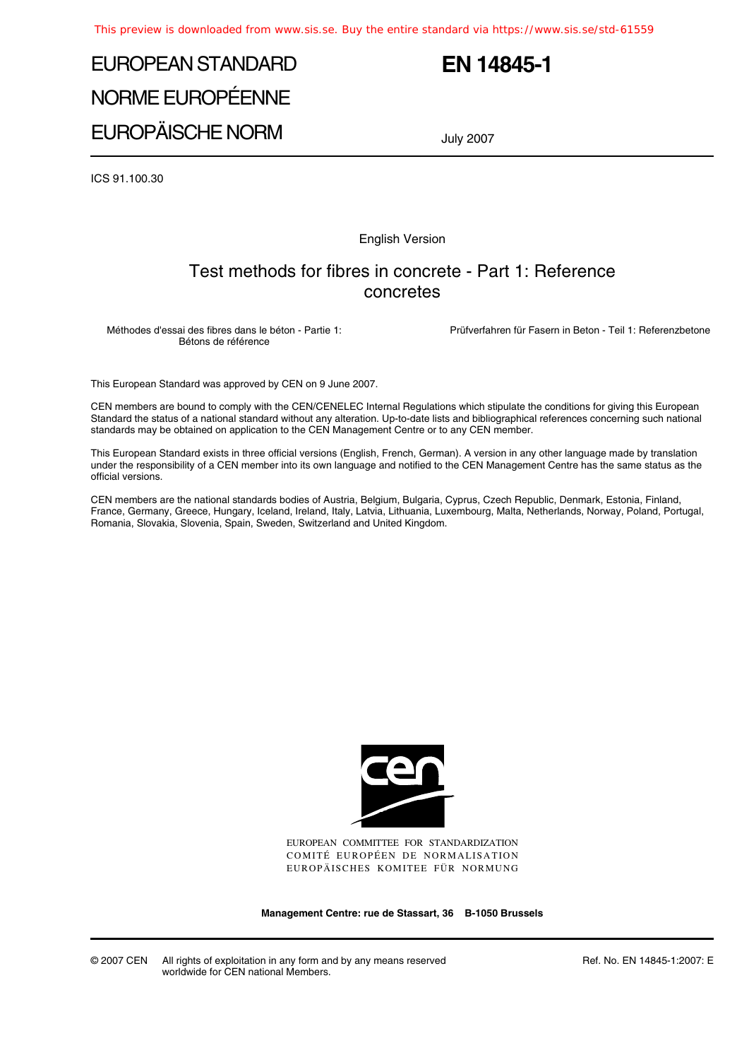# EUROPEAN STANDARD
# NORME EUROPÉENNE
# EUROPÄISCHE NORM

**EN 14845-1**

July 2007

ICS 91.100.30

English Version

## Test methods for fibres in concrete - Part 1: Reference concretes

Méthodes d'essai des fibres dans le béton - Partie 1: Bétons de référence

Prüfverfahren für Fasern in Beton - Teil 1: Referenzbetone

This European Standard was approved by CEN on 9 June 2007.

CEN members are bound to comply with the CEN/CENELEC Internal Regulations which stipulate the conditions for giving this European Standard the status of a national standard without any alteration. Up-to-date lists and bibliographical references concerning such national standards may be obtained on application to the CEN Management Centre or to any CEN member.

This European Standard exists in three official versions (English, French, German). A version in any other language made by translation under the responsibility of a CEN member into its own language and notified to the CEN Management Centre has the same status as the official versions.

CEN members are the national standards bodies of Austria, Belgium, Bulgaria, Cyprus, Czech Republic, Denmark, Estonia, Finland, France, Germany, Greece, Hungary, Iceland, Ireland, Italy, Latvia, Lithuania, Luxembourg, Malta, Netherlands, Norway, Poland, Portugal, Romania, Slovakia, Slovenia, Spain, Sweden, Switzerland and United Kingdom.

EUROPEAN COMMITTEE FOR STANDARDIZATION
COMITÉ EUROPÉEN DE NORMALISATION
EUROPÄISCHES KOMITEE FÜR NORMUNG

**Management Centre: rue de Stassart, 36 B-1050 Brussels**

© 2007 CEN All rights of exploitation in any form and by any means reserved worldwide for CEN national Members.

Ref. No. EN 14845-1:2007: E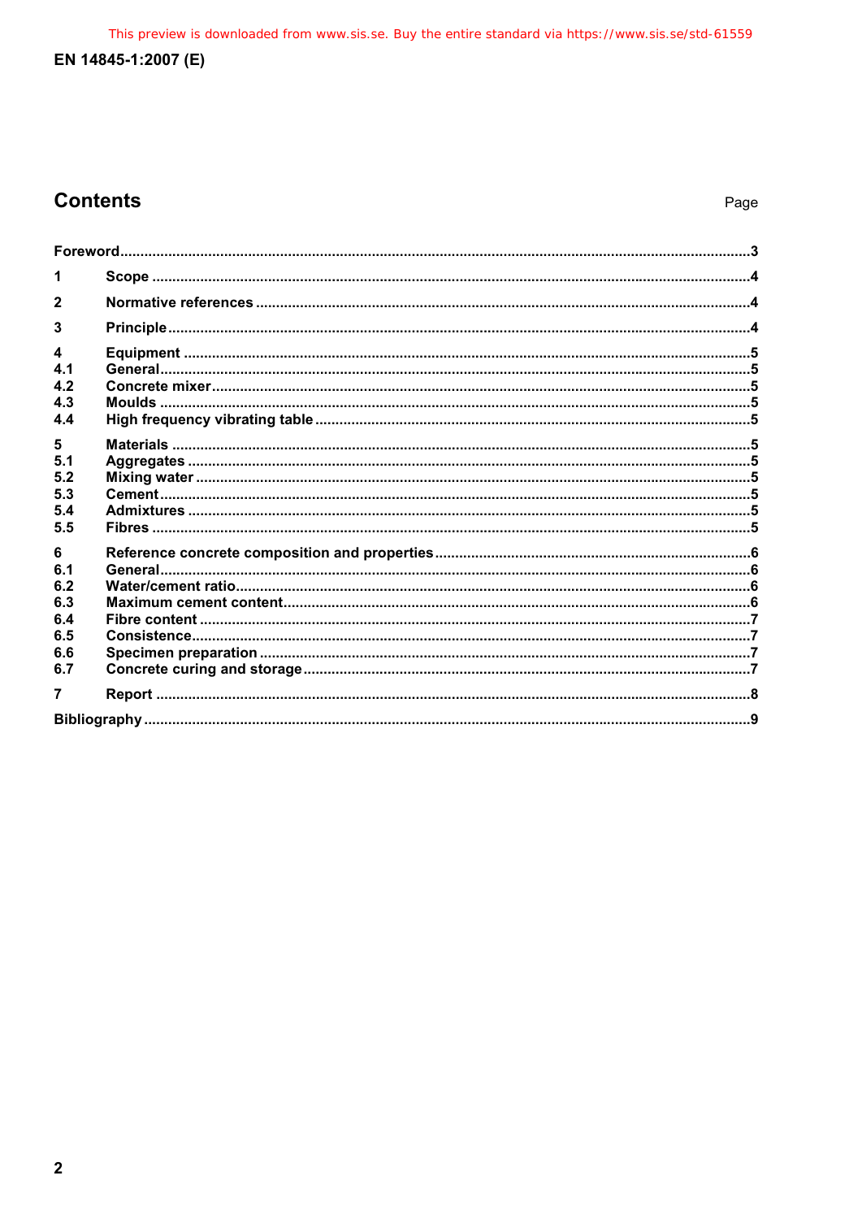## Contents

| | | Page |
|---|---|---|
| Foreword | | 3 |
| 1 | Scope | 4 |
| 2 | Normative references | 4 |
| 3 | Principle | 4 |
| 4 | Equipment | 5 |
| 4.1 | General | 5 |
| 4.2 | Concrete mixer | 5 |
| 4.3 | Moulds | 5 |
| 4.4 | High frequency vibrating table | 5 |
| 5 | Materials | 5 |
| 5.1 | Aggregates | 5 |
| 5.2 | Mixing water | 5 |
| 5.3 | Cement | 5 |
| 5.4 | Admixtures | 5 |
| 5.5 | Fibres | 5 |
| 6 | Reference concrete composition and properties | 6 |
| 6.1 | General | 6 |
| 6.2 | Water/cement ratio | 6 |
| 6.3 | Maximum cement content | 6 |
| 6.4 | Fibre content | 7 |
| 6.5 | Consistence | 7 |
| 6.6 | Specimen preparation | 7 |
| 6.7 | Concrete curing and storage | 7 |
| 7 | Report | 8 |
| Bibliography | | 9 |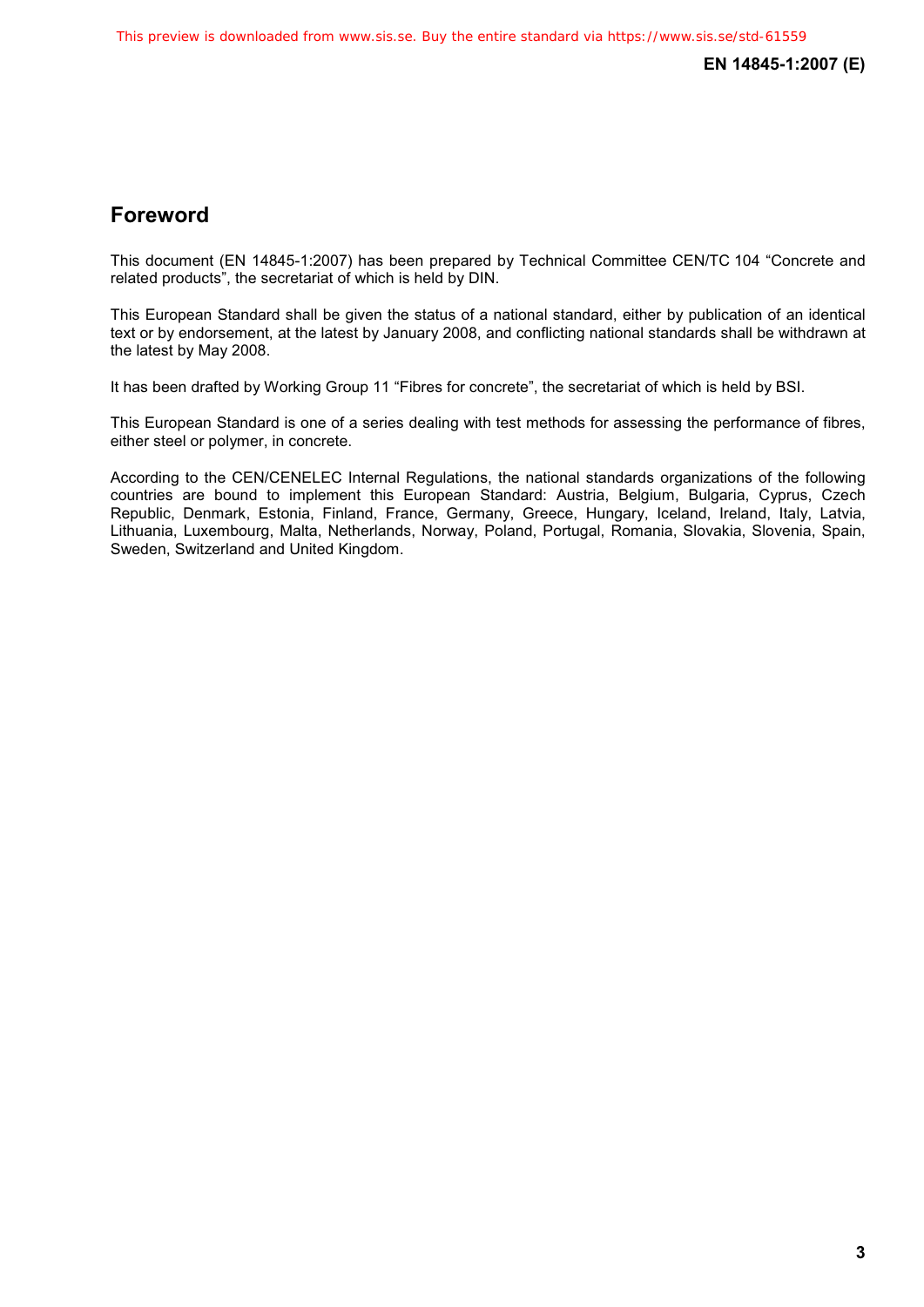# Foreword

This document (EN 14845-1:2007) has been prepared by Technical Committee CEN/TC 104 "Concrete and related products", the secretariat of which is held by DIN.

This European Standard shall be given the status of a national standard, either by publication of an identical text or by endorsement, at the latest by January 2008, and conflicting national standards shall be withdrawn at the latest by May 2008.

It has been drafted by Working Group 11 "Fibres for concrete", the secretariat of which is held by BSI.

This European Standard is one of a series dealing with test methods for assessing the performance of fibres, either steel or polymer, in concrete.

According to the CEN/CENELEC Internal Regulations, the national standards organizations of the following countries are bound to implement this European Standard: Austria, Belgium, Bulgaria, Cyprus, Czech Republic, Denmark, Estonia, Finland, France, Germany, Greece, Hungary, Iceland, Ireland, Italy, Latvia, Lithuania, Luxembourg, Malta, Netherlands, Norway, Poland, Portugal, Romania, Slovakia, Slovenia, Spain, Sweden, Switzerland and United Kingdom.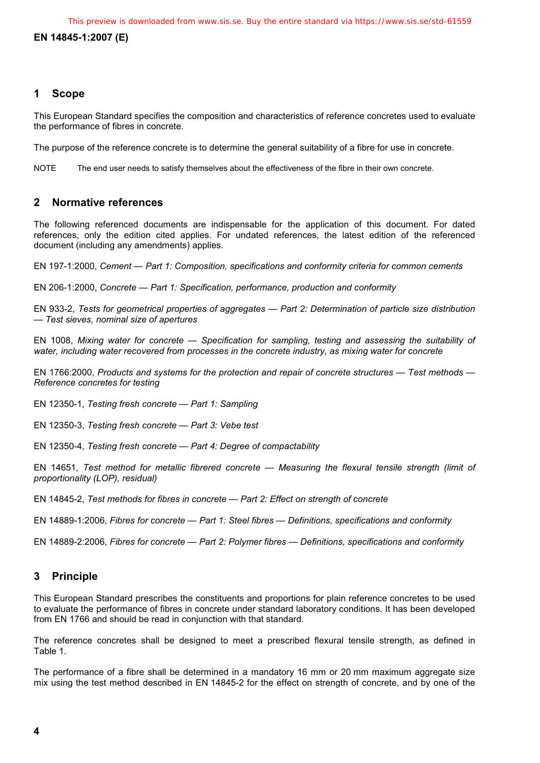## 1 Scope

This European Standard specifies the composition and characteristics of reference concretes used to evaluate the performance of fibres in concrete.

The purpose of the reference concrete is to determine the general suitability of a fibre for use in concrete.

NOTE The end user needs to satisfy themselves about the effectiveness of the fibre in their own concrete.

## 2 Normative references

The following referenced documents are indispensable for the application of this document. For dated references, only the edition cited applies. For undated references, the latest edition of the referenced document (including any amendments) applies.

EN 197-1:2000, *Cement — Part 1: Composition, specifications and conformity criteria for common cements*

EN 206-1:2000, *Concrete — Part 1: Specification, performance, production and conformity*

EN 933-2, *Tests for geometrical properties of aggregates — Part 2: Determination of particle size distribution — Test sieves, nominal size of apertures*

EN 1008, *Mixing water for concrete — Specification for sampling, testing and assessing the suitability of water, including water recovered from processes in the concrete industry, as mixing water for concrete*

EN 1766:2000, *Products and systems for the protection and repair of concrete structures — Test methods — Reference concretes for testing*

EN 12350-1, *Testing fresh concrete — Part 1: Sampling*

EN 12350-3, *Testing fresh concrete — Part 3: Vebe test*

EN 12350-4, *Testing fresh concrete — Part 4: Degree of compactability*

EN 14651, *Test method for metallic fibred concrete — Measuring the flexural tensile strength (limit of proportionality (LOP), residual)*

EN 14845-2, *Test methods for fibres in concrete — Part 2: Effect on strength of concrete*

EN 14889-1:2006, *Fibres for concrete — Part 1: Steel fibres — Definitions, specifications and conformity*

EN 14889-2:2006, *Fibres for concrete — Part 2: Polymer fibres — Definitions, specifications and conformity*

## 3 Principle

This European Standard prescribes the constituents and proportions for plain reference concretes to be used to evaluate the performance of fibres in concrete under standard laboratory conditions. It has been developed from EN 1766 and should be read in conjunction with that standard.

The reference concretes shall be designed to meet a prescribed flexural tensile strength, as defined in Table 1.

The performance of a fibre shall be determined in a mandatory 16 mm or 20 mm maximum aggregate size mix using the test method described in EN 14845-2 for the effect on strength of concrete, and by one of the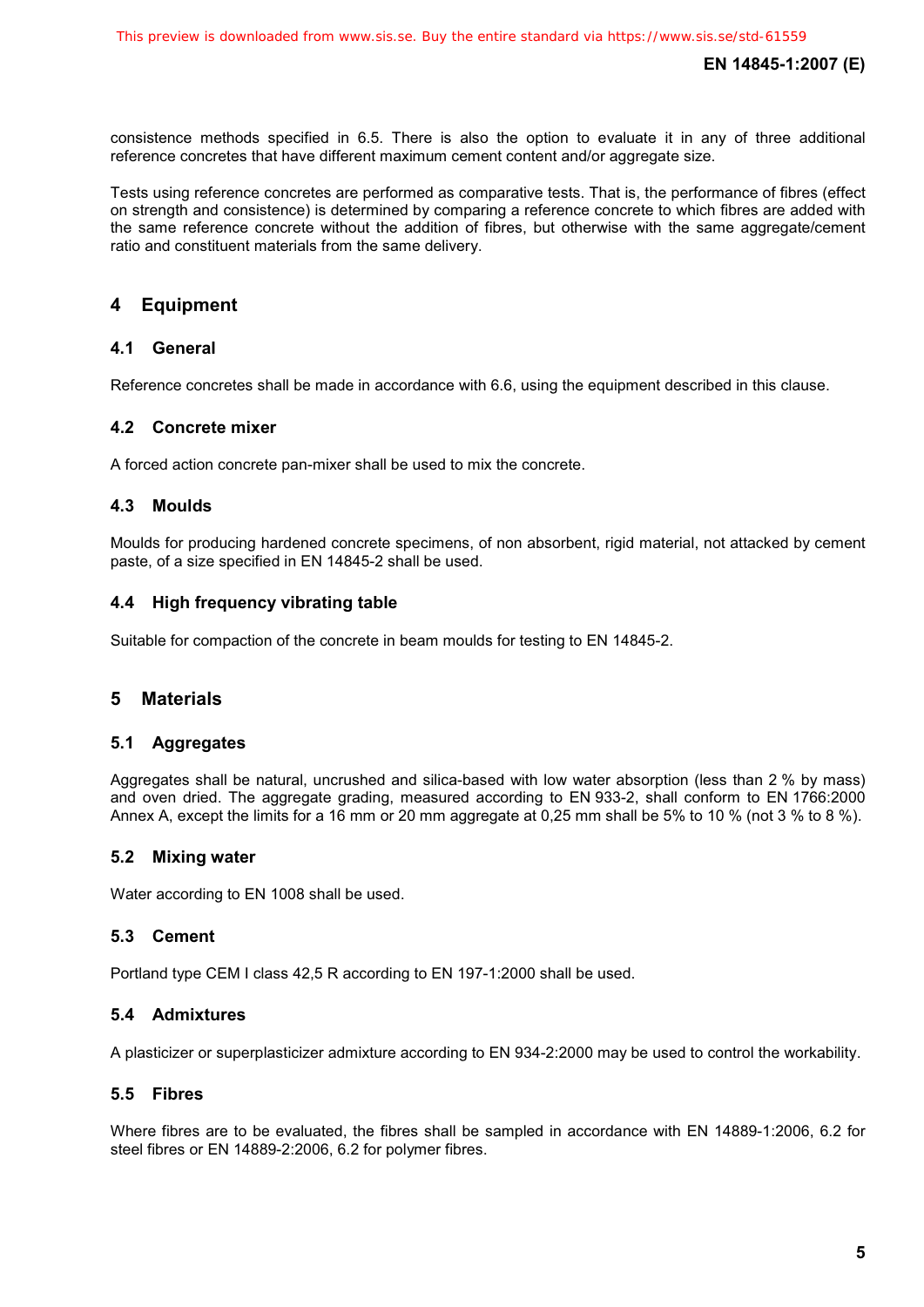consistence methods specified in 6.5. There is also the option to evaluate it in any of three additional reference concretes that have different maximum cement content and/or aggregate size.

Tests using reference concretes are performed as comparative tests. That is, the performance of fibres (effect on strength and consistence) is determined by comparing a reference concrete to which fibres are added with the same reference concrete without the addition of fibres, but otherwise with the same aggregate/cement ratio and constituent materials from the same delivery.

## 4 Equipment

### 4.1 General

Reference concretes shall be made in accordance with 6.6, using the equipment described in this clause.

### 4.2 Concrete mixer

A forced action concrete pan-mixer shall be used to mix the concrete.

### 4.3 Moulds

Moulds for producing hardened concrete specimens, of non absorbent, rigid material, not attacked by cement paste, of a size specified in EN 14845-2 shall be used.

### 4.4 High frequency vibrating table

Suitable for compaction of the concrete in beam moulds for testing to EN 14845-2.

## 5 Materials

### 5.1 Aggregates

Aggregates shall be natural, uncrushed and silica-based with low water absorption (less than 2 % by mass) and oven dried. The aggregate grading, measured according to EN 933-2, shall conform to EN 1766:2000 Annex A, except the limits for a 16 mm or 20 mm aggregate at 0,25 mm shall be 5% to 10 % (not 3 % to 8 %).

### 5.2 Mixing water

Water according to EN 1008 shall be used.

### 5.3 Cement

Portland type CEM I class 42,5 R according to EN 197-1:2000 shall be used.

### 5.4 Admixtures

A plasticizer or superplasticizer admixture according to EN 934-2:2000 may be used to control the workability.

### 5.5 Fibres

Where fibres are to be evaluated, the fibres shall be sampled in accordance with EN 14889-1:2006, 6.2 for steel fibres or EN 14889-2:2006, 6.2 for polymer fibres.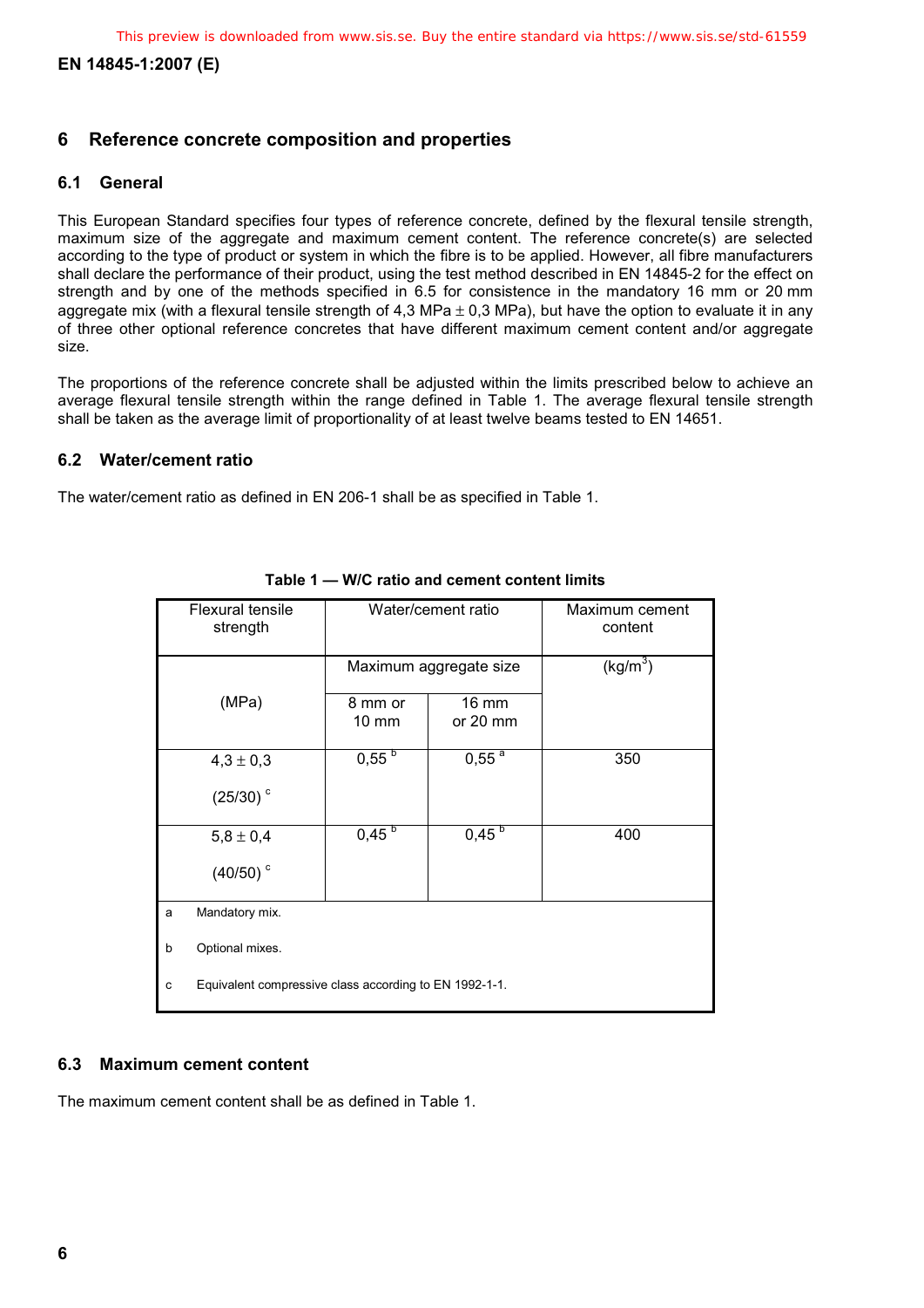## 6 Reference concrete composition and properties

### 6.1 General

This European Standard specifies four types of reference concrete, defined by the flexural tensile strength, maximum size of the aggregate and maximum cement content. The reference concrete(s) are selected according to the type of product or system in which the fibre is to be applied. However, all fibre manufacturers shall declare the performance of their product, using the test method described in EN 14845-2 for the effect on strength and by one of the methods specified in 6.5 for consistence in the mandatory 16 mm or 20 mm aggregate mix (with a flexural tensile strength of 4,3 MPa ± 0,3 MPa), but have the option to evaluate it in any of three other optional reference concretes that have different maximum cement content and/or aggregate size.

The proportions of the reference concrete shall be adjusted within the limits prescribed below to achieve an average flexural tensile strength within the range defined in Table 1. The average flexural tensile strength shall be taken as the average limit of proportionality of at least twelve beams tested to EN 14651.

### 6.2 Water/cement ratio

The water/cement ratio as defined in EN 206-1 shall be as specified in Table 1.

**Table 1 — W/C ratio and cement content limits**

| Flexural tensile strength | Water/cement ratio | | Maximum cement content |
|---|---|---|---|
| | Maximum aggregate size | | (kg/m$^3$) |
| (MPa) | 8 mm or 10 mm | 16 mm or 20 mm | |
| 4,3 ± 0,3<br>(25/30) [c] | 0,55 [b] | 0,55 [a] | 350 |
| 5,8 ± 0,4<br>(40/50) [c] | 0,45 [b] | 0,45 [b] | 400 |

a Mandatory mix.

b Optional mixes.

c Equivalent compressive class according to EN 1992-1-1.

### 6.3 Maximum cement content

The maximum cement content shall be as defined in Table 1.